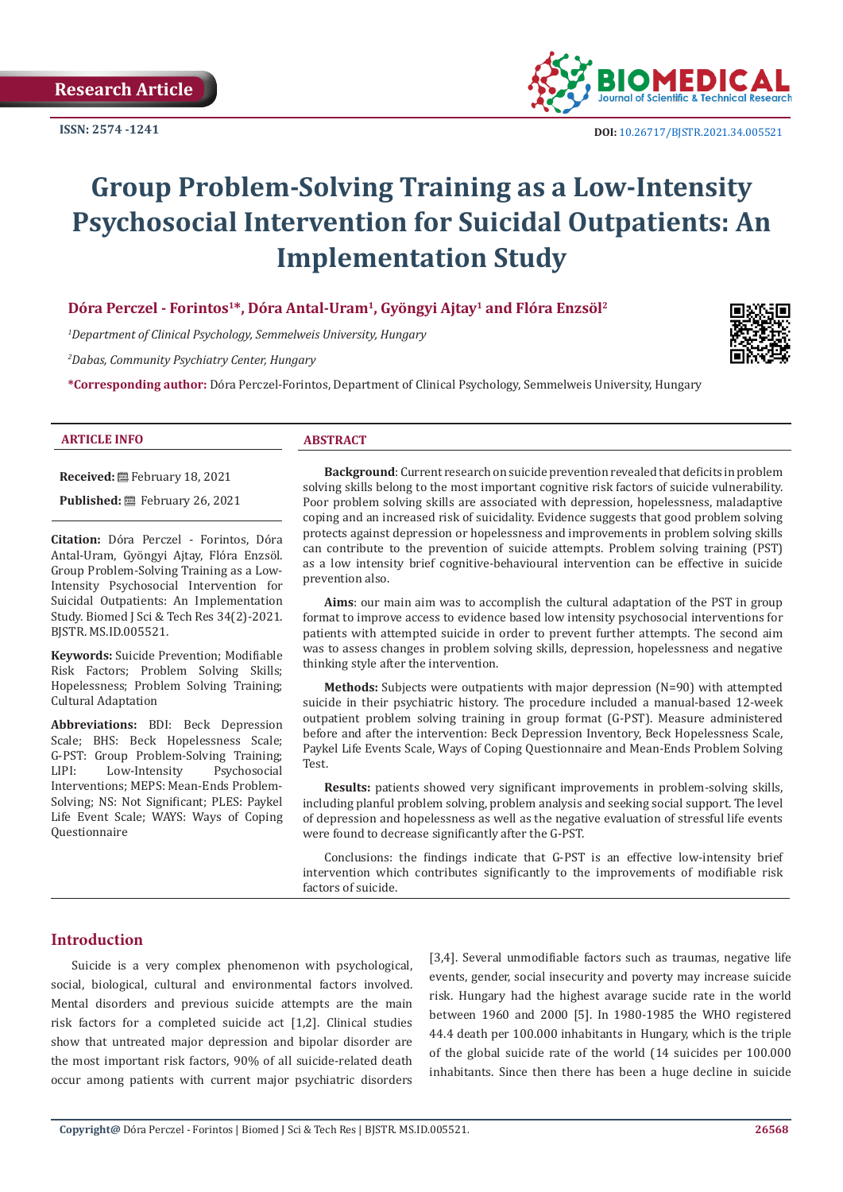Research Article

ISSN: 2574 -1241

DOI: 10.26717/BJSTR.2021.34.005521

# Group Problem-Solving Training as a Low-Intensity Psychosocial Intervention for Suicidal Outpatients: An Implementation Study

**Dóra Perczel - Forintos[1]*, Dóra Antal-Uram[1], Gyöngyi Ajtay[1] and Flóra Enzsöl[2]**

*[1]Department of Clinical Psychology, Semmelweis University, Hungary*

*[2]Dabas, Community Psychiatry Center, Hungary*

***Corresponding author:** Dóra Perczel-Forintos, Department of Clinical Psychology, Semmelweis University, Hungary

## ARTICLE INFO

**Received:** February 18, 2021

**Published:** February 26, 2021

**Citation:** Dóra Perczel - Forintos, Dóra Antal-Uram, Gyöngyi Ajtay, Flóra Enzsöl. Group Problem-Solving Training as a Low-Intensity Psychosocial Intervention for Suicidal Outpatients: An Implementation Study. Biomed J Sci & Tech Res 34(2)-2021. BJSTR. MS.ID.005521.

**Keywords:** Suicide Prevention; Modifiable Risk Factors; Problem Solving Skills; Hopelessness; Problem Solving Training; Cultural Adaptation

**Abbreviations:** BDI: Beck Depression Scale; BHS: Beck Hopelessness Scale; G-PST: Group Problem-Solving Training; LIPI: Low-Intensity Psychosocial Interventions; MEPS: Mean-Ends Problem-Solving; NS: Not Significant; PLES: Paykel Life Event Scale; WAYS: Ways of Coping Questionnaire

## ABSTRACT

**Background**: Current research on suicide prevention revealed that deficits in problem solving skills belong to the most important cognitive risk factors of suicide vulnerability. Poor problem solving skills are associated with depression, hopelessness, maladaptive coping and an increased risk of suicidality. Evidence suggests that good problem solving protects against depression or hopelessness and improvements in problem solving skills can contribute to the prevention of suicide attempts. Problem solving training (PST) as a low intensity brief cognitive-behavioural intervention can be effective in suicide prevention also.

**Aims**: our main aim was to accomplish the cultural adaptation of the PST in group format to improve access to evidence based low intensity psychosocial interventions for patients with attempted suicide in order to prevent further attempts. The second aim was to assess changes in problem solving skills, depression, hopelessness and negative thinking style after the intervention.

**Methods:** Subjects were outpatients with major depression (N=90) with attempted suicide in their psychiatric history. The procedure included a manual-based 12-week outpatient problem solving training in group format (G-PST). Measure administered before and after the intervention: Beck Depression Inventory, Beck Hopelessness Scale, Paykel Life Events Scale, Ways of Coping Questionnaire and Mean-Ends Problem Solving Test.

**Results:** patients showed very significant improvements in problem-solving skills, including planful problem solving, problem analysis and seeking social support. The level of depression and hopelessness as well as the negative evaluation of stressful life events were found to decrease significantly after the G-PST.

Conclusions: the findings indicate that G-PST is an effective low-intensity brief intervention which contributes significantly to the improvements of modifiable risk factors of suicide.

## Introduction

Suicide is a very complex phenomenon with psychological, social, biological, cultural and environmental factors involved. Mental disorders and previous suicide attempts are the main risk factors for a completed suicide act [1,2]. Clinical studies show that untreated major depression and bipolar disorder are the most important risk factors, 90% of all suicide-related death occur among patients with current major psychiatric disorders [3,4]. Several unmodifiable factors such as traumas, negative life events, gender, social insecurity and poverty may increase suicide risk. Hungary had the highest avarage sucide rate in the world between 1960 and 2000 [5]. In 1980-1985 the WHO registered 44.4 death per 100.000 inhabitants in Hungary, which is the triple of the global suicide rate of the world (14 suicides per 100.000 inhabitants. Since then there has been a huge decline in suicide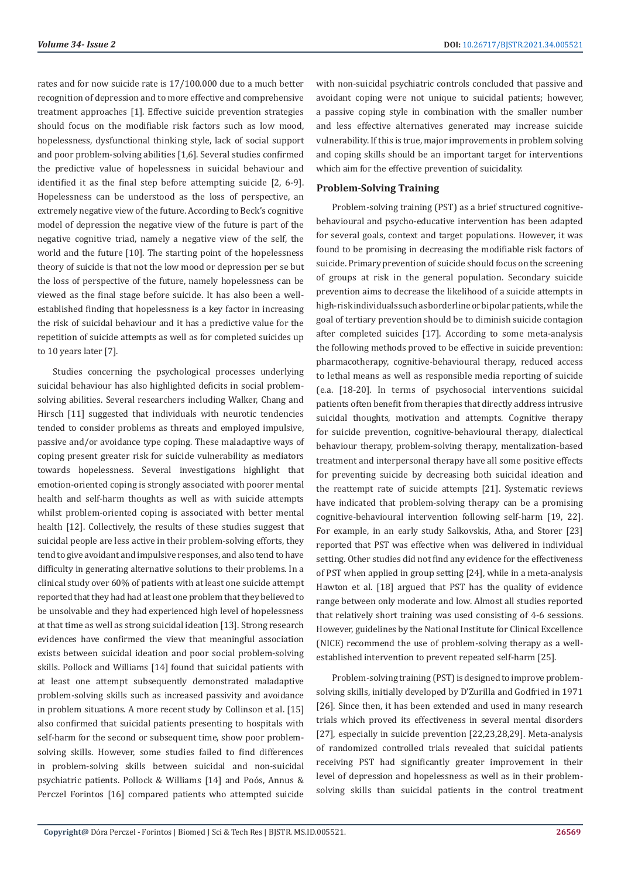rates and for now suicide rate is 17/100.000 due to a much better recognition of depression and to more effective and comprehensive treatment approaches [1]. Effective suicide prevention strategies should focus on the modifiable risk factors such as low mood, hopelessness, dysfunctional thinking style, lack of social support and poor problem-solving abilities [1,6]. Several studies confirmed the predictive value of hopelessness in suicidal behaviour and identified it as the final step before attempting suicide [2, 6-9]. Hopelessness can be understood as the loss of perspective, an extremely negative view of the future. According to Beck's cognitive model of depression the negative view of the future is part of the negative cognitive triad, namely a negative view of the self, the world and the future [10]. The starting point of the hopelessness theory of suicide is that not the low mood or depression per se but the loss of perspective of the future, namely hopelessness can be viewed as the final stage before suicide. It has also been a well-established finding that hopelessness is a key factor in increasing the risk of suicidal behaviour and it has a predictive value for the repetition of suicide attempts as well as for completed suicides up to 10 years later [7].

Studies concerning the psychological processes underlying suicidal behaviour has also highlighted deficits in social problem-solving abilities. Several researchers including Walker, Chang and Hirsch [11] suggested that individuals with neurotic tendencies tended to consider problems as threats and employed impulsive, passive and/or avoidance type coping. These maladaptive ways of coping present greater risk for suicide vulnerability as mediators towards hopelessness. Several investigations highlight that emotion-oriented coping is strongly associated with poorer mental health and self-harm thoughts as well as with suicide attempts whilst problem-oriented coping is associated with better mental health [12]. Collectively, the results of these studies suggest that suicidal people are less active in their problem-solving efforts, they tend to give avoidant and impulsive responses, and also tend to have difficulty in generating alternative solutions to their problems. In a clinical study over 60% of patients with at least one suicide attempt reported that they had had at least one problem that they believed to be unsolvable and they had experienced high level of hopelessness at that time as well as strong suicidal ideation [13]. Strong research evidences have confirmed the view that meaningful association exists between suicidal ideation and poor social problem-solving skills. Pollock and Williams [14] found that suicidal patients with at least one attempt subsequently demonstrated maladaptive problem-solving skills such as increased passivity and avoidance in problem situations. A more recent study by Collinson et al. [15] also confirmed that suicidal patients presenting to hospitals with self-harm for the second or subsequent time, show poor problem-solving skills. However, some studies failed to find differences in problem-solving skills between suicidal and non-suicidal psychiatric patients. Pollock & Williams [14] and Poós, Annus & Perczel Forintos [16] compared patients who attempted suicide with non-suicidal psychiatric controls concluded that passive and avoidant coping were not unique to suicidal patients; however, a passive coping style in combination with the smaller number and less effective alternatives generated may increase suicide vulnerability. If this is true, major improvements in problem solving and coping skills should be an important target for interventions which aim for the effective prevention of suicidality.

## Problem-Solving Training

Problem-solving training (PST) as a brief structured cognitive-behavioural and psycho-educative intervention has been adapted for several goals, context and target populations. However, it was found to be promising in decreasing the modifiable risk factors of suicide. Primary prevention of suicide should focus on the screening of groups at risk in the general population. Secondary suicide prevention aims to decrease the likelihood of a suicide attempts in high-risk individuals such as borderline or bipolar patients, while the goal of tertiary prevention should be to diminish suicide contagion after completed suicides [17]. According to some meta-analysis the following methods proved to be effective in suicide prevention: pharmacotherapy, cognitive-behavioural therapy, reduced access to lethal means as well as responsible media reporting of suicide (e.a. [18-20]. In terms of psychosocial interventions suicidal patients often benefit from therapies that directly address intrusive suicidal thoughts, motivation and attempts. Cognitive therapy for suicide prevention, cognitive-behavioural therapy, dialectical behaviour therapy, problem-solving therapy, mentalization-based treatment and interpersonal therapy have all some positive effects for preventing suicide by decreasing both suicidal ideation and the reattempt rate of suicide attempts [21]. Systematic reviews have indicated that problem-solving therapy can be a promising cognitive-behavioural intervention following self-harm [19, 22]. For example, in an early study Salkovskis, Atha, and Storer [23] reported that PST was effective when was delivered in individual setting. Other studies did not find any evidence for the effectiveness of PST when applied in group setting [24], while in a meta-analysis Hawton et al. [18] argued that PST has the quality of evidence range between only moderate and low. Almost all studies reported that relatively short training was used consisting of 4-6 sessions. However, guidelines by the National Institute for Clinical Excellence (NICE) recommend the use of problem-solving therapy as a well-established intervention to prevent repeated self-harm [25].

Problem-solving training (PST) is designed to improve problem-solving skills, initially developed by D'Zurilla and Godfried in 1971 [26]. Since then, it has been extended and used in many research trials which proved its effectiveness in several mental disorders [27], especially in suicide prevention [22,23,28,29]. Meta-analysis of randomized controlled trials revealed that suicidal patients receiving PST had significantly greater improvement in their level of depression and hopelessness as well as in their problem-solving skills than suicidal patients in the control treatment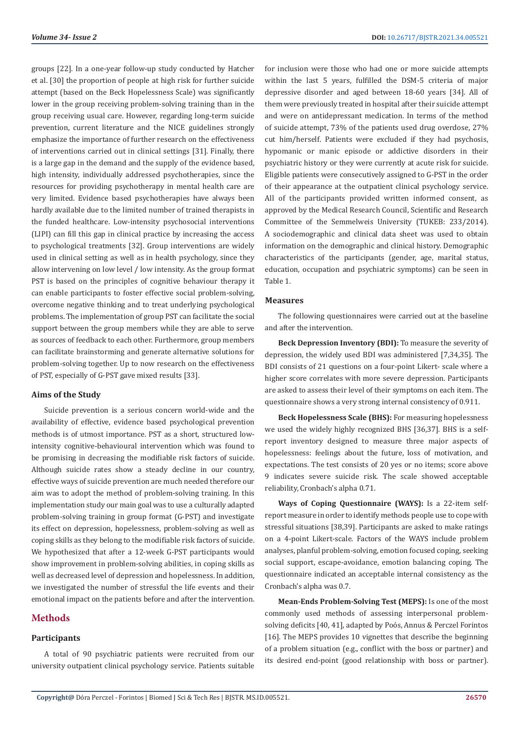groups [22]. In a one-year follow-up study conducted by Hatcher et al. [30] the proportion of people at high risk for further suicide attempt (based on the Beck Hopelessness Scale) was significantly lower in the group receiving problem-solving training than in the group receiving usual care. However, regarding long-term suicide prevention, current literature and the NICE guidelines strongly emphasize the importance of further research on the effectiveness of interventions carried out in clinical settings [31]. Finally, there is a large gap in the demand and the supply of the evidence based, high intensity, individually addressed psychotherapies, since the resources for providing psychotherapy in mental health care are very limited. Evidence based psychotherapies have always been hardly available due to the limited number of trained therapists in the funded healthcare. Low-intensity psychosocial interventions (LIPI) can fill this gap in clinical practice by increasing the access to psychological treatments [32]. Group interventions are widely used in clinical setting as well as in health psychology, since they allow intervening on low level / low intensity. As the group format PST is based on the principles of cognitive behaviour therapy it can enable participants to foster effective social problem-solving, overcome negative thinking and to treat underlying psychological problems. The implementation of group PST can facilitate the social support between the group members while they are able to serve as sources of feedback to each other. Furthermore, group members can facilitate brainstorming and generate alternative solutions for problem-solving together. Up to now research on the effectiveness of PST, especially of G-PST gave mixed results [33].

### Aims of the Study

Suicide prevention is a serious concern world-wide and the availability of effective, evidence based psychological prevention methods is of utmost importance. PST as a short, structured low-intensity cognitive-behavioural intervention which was found to be promising in decreasing the modifiable risk factors of suicide. Although suicide rates show a steady decline in our country, effective ways of suicide prevention are much needed therefore our aim was to adopt the method of problem-solving training. In this implementation study our main goal was to use a culturally adapted problem-solving training in group format (G-PST) and investigate its effect on depression, hopelessness, problem-solving as well as coping skills as they belong to the modifiable risk factors of suicide. We hypothesized that after a 12-week G-PST participants would show improvement in problem-solving abilities, in coping skills as well as decreased level of depression and hopelessness. In addition, we investigated the number of stressful the life events and their emotional impact on the patients before and after the intervention.

## Methods

### Participants

A total of 90 psychiatric patients were recruited from our university outpatient clinical psychology service. Patients suitable for inclusion were those who had one or more suicide attempts within the last 5 years, fulfilled the DSM-5 criteria of major depressive disorder and aged between 18-60 years [34]. All of them were previously treated in hospital after their suicide attempt and were on antidepressant medication. In terms of the method of suicide attempt, 73% of the patients used drug overdose, 27% cut him/herself. Patients were excluded if they had psychosis, hypomanic or manic episode or addictive disorders in their psychiatric history or they were currently at acute risk for suicide. Eligible patients were consecutively assigned to G-PST in the order of their appearance at the outpatient clinical psychology service. All of the participants provided written informed consent, as approved by the Medical Research Council, Scientific and Research Committee of the Semmelweis University (TUKEB: 233/2014). A sociodemographic and clinical data sheet was used to obtain information on the demographic and clinical history. Demographic characteristics of the participants (gender, age, marital status, education, occupation and psychiatric symptoms) can be seen in Table 1.

### Measures

The following questionnaires were carried out at the baseline and after the intervention.

**Beck Depression Inventory (BDI):** To measure the severity of depression, the widely used BDI was administered [7,34,35]. The BDI consists of 21 questions on a four-point Likert- scale where a higher score correlates with more severe depression. Participants are asked to assess their level of their symptoms on each item. The questionnaire shows a very strong internal consistency of 0.911.

**Beck Hopelessness Scale (BHS):** For measuring hopelessness we used the widely highly recognized BHS [36,37]. BHS is a self-report inventory designed to measure three major aspects of hopelessness: feelings about the future, loss of motivation, and expectations. The test consists of 20 yes or no items; score above 9 indicates severe suicide risk. The scale showed acceptable reliability, Cronbach's alpha 0.71.

**Ways of Coping Questionnaire (WAYS):** Is a 22-item self-report measure in order to identify methods people use to cope with stressful situations [38,39]. Participants are asked to make ratings on a 4-point Likert-scale. Factors of the WAYS include problem analyses, planful problem-solving, emotion focused coping, seeking social support, escape-avoidance, emotion balancing coping. The questionnaire indicated an acceptable internal consistency as the Cronbach's alpha was 0.7.

**Mean-Ends Problem-Solving Test (MEPS):** Is one of the most commonly used methods of assessing interpersonal problem-solving deficits [40, 41], adapted by Poós, Annus & Perczel Forintos [16]. The MEPS provides 10 vignettes that describe the beginning of a problem situation (e.g., conflict with the boss or partner) and its desired end-point (good relationship with boss or partner).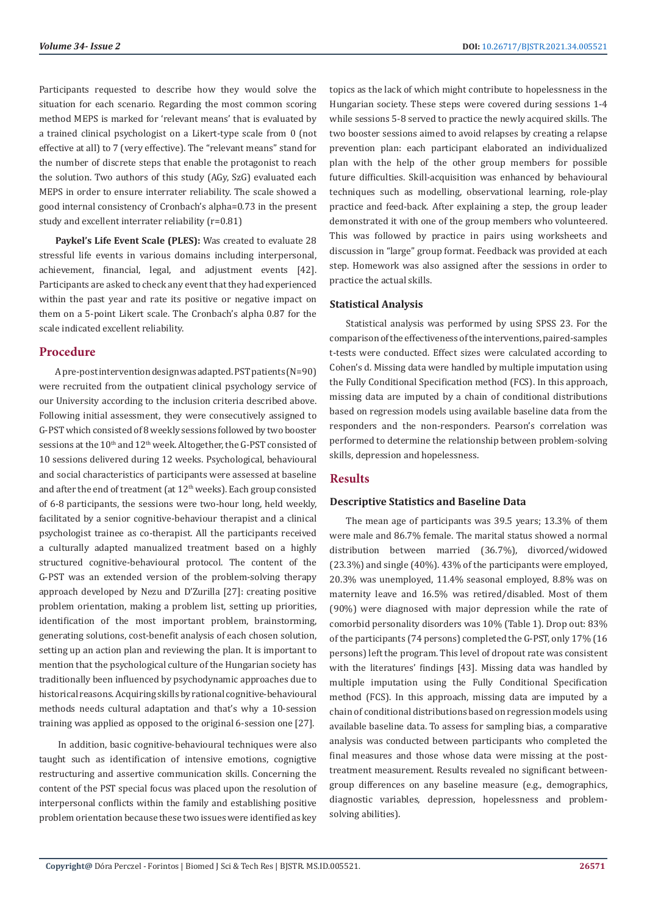Participants requested to describe how they would solve the situation for each scenario. Regarding the most common scoring method MEPS is marked for 'relevant means' that is evaluated by a trained clinical psychologist on a Likert-type scale from 0 (not effective at all) to 7 (very effective). The "relevant means" stand for the number of discrete steps that enable the protagonist to reach the solution. Two authors of this study (AGy, SzG) evaluated each MEPS in order to ensure interrater reliability. The scale showed a good internal consistency of Cronbach's alpha=0.73 in the present study and excellent interrater reliability (r=0.81)

**Paykel's Life Event Scale (PLES):** Was created to evaluate 28 stressful life events in various domains including interpersonal, achievement, financial, legal, and adjustment events [42]. Participants are asked to check any event that they had experienced within the past year and rate its positive or negative impact on them on a 5-point Likert scale. The Cronbach's alpha 0.87 for the scale indicated excellent reliability.

## Procedure

A pre-post intervention design was adapted. PST patients (N=90) were recruited from the outpatient clinical psychology service of our University according to the inclusion criteria described above. Following initial assessment, they were consecutively assigned to G-PST which consisted of 8 weekly sessions followed by two booster sessions at the 10th and 12th week. Altogether, the G-PST consisted of 10 sessions delivered during 12 weeks. Psychological, behavioural and social characteristics of participants were assessed at baseline and after the end of treatment (at 12th weeks). Each group consisted of 6-8 participants, the sessions were two-hour long, held weekly, facilitated by a senior cognitive-behaviour therapist and a clinical psychologist trainee as co-therapist. All the participants received a culturally adapted manualized treatment based on a highly structured cognitive-behavioural protocol. The content of the G-PST was an extended version of the problem-solving therapy approach developed by Nezu and D'Zurilla [27]: creating positive problem orientation, making a problem list, setting up priorities, identification of the most important problem, brainstorming, generating solutions, cost-benefit analysis of each chosen solution, setting up an action plan and reviewing the plan. It is important to mention that the psychological culture of the Hungarian society has traditionally been influenced by psychodynamic approaches due to historical reasons. Acquiring skills by rational cognitive-behavioural methods needs cultural adaptation and that's why a 10-session training was applied as opposed to the original 6-session one [27].

In addition, basic cognitive-behavioural techniques were also taught such as identification of intensive emotions, cognigtive restructuring and assertive communication skills. Concerning the content of the PST special focus was placed upon the resolution of interpersonal conflicts within the family and establishing positive problem orientation because these two issues were identified as key topics as the lack of which might contribute to hopelessness in the Hungarian society. These steps were covered during sessions 1-4 while sessions 5-8 served to practice the newly acquired skills. The two booster sessions aimed to avoid relapses by creating a relapse prevention plan: each participant elaborated an individualized plan with the help of the other group members for possible future difficulties. Skill-acquisition was enhanced by behavioural techniques such as modelling, observational learning, role-play practice and feed-back. After explaining a step, the group leader demonstrated it with one of the group members who volunteered. This was followed by practice in pairs using worksheets and discussion in "large" group format. Feedback was provided at each step. Homework was also assigned after the sessions in order to practice the actual skills.

### Statistical Analysis

Statistical analysis was performed by using SPSS 23. For the comparison of the effectiveness of the interventions, paired-samples t-tests were conducted. Effect sizes were calculated according to Cohen's d. Missing data were handled by multiple imputation using the Fully Conditional Specification method (FCS). In this approach, missing data are imputed by a chain of conditional distributions based on regression models using available baseline data from the responders and the non-responders. Pearson's correlation was performed to determine the relationship between problem-solving skills, depression and hopelessness.

## Results

### Descriptive Statistics and Baseline Data

The mean age of participants was 39.5 years; 13.3% of them were male and 86.7% female. The marital status showed a normal distribution between married (36.7%), divorced/widowed (23.3%) and single (40%). 43% of the participants were employed, 20.3% was unemployed, 11.4% seasonal employed, 8.8% was on maternity leave and 16.5% was retired/disabled. Most of them (90%) were diagnosed with major depression while the rate of comorbid personality disorders was 10% (Table 1). Drop out: 83% of the participants (74 persons) completed the G-PST, only 17% (16 persons) left the program. This level of dropout rate was consistent with the literatures' findings [43]. Missing data was handled by multiple imputation using the Fully Conditional Specification method (FCS). In this approach, missing data are imputed by a chain of conditional distributions based on regression models using available baseline data. To assess for sampling bias, a comparative analysis was conducted between participants who completed the final measures and those whose data were missing at the post-treatment measurement. Results revealed no significant between-group differences on any baseline measure (e.g., demographics, diagnostic variables, depression, hopelessness and problem-solving abilities).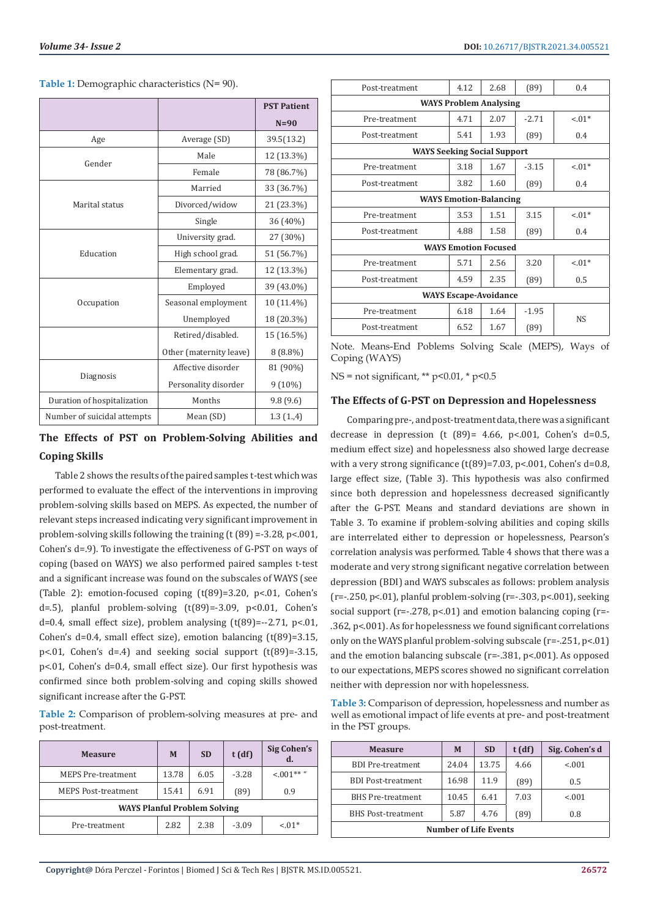**Table 1:** Demographic characteristics (N= 90).

| | | PST Patient N=90 |
|---|---|---|
| Age | Average (SD) | 39.5(13.2) |
| Gender | Male | 12 (13.3%) |
| | Female | 78 (86.7%) |
| Marital status | Married | 33 (36.7%) |
| | Divorced/widow | 21 (23.3%) |
| | Single | 36 (40%) |
| Education | University grad. | 27 (30%) |
| | High school grad. | 51 (56.7%) |
| | Elementary grad. | 12 (13.3%) |
| Occupation | Employed | 39 (43.0%) |
| | Seasonal employment | 10 (11.4%) |
| | Unemployed | 18 (20.3%) |
| | Retired/disabled. | 15 (16.5%) |
| | Other (maternity leave) | 8 (8.8%) |
| Diagnosis | Affective disorder | 81 (90%) |
| | Personality disorder | 9 (10%) |
| Duration of hospitalization | Months | 9.8 (9.6) |
| Number of suicidal attempts | Mean (SD) | 1.3 (1.,4) |

## The Effects of PST on Problem-Solving Abilities and Coping Skills

Table 2 shows the results of the paired samples t-test which was performed to evaluate the effect of the interventions in improving problem-solving skills based on MEPS. As expected, the number of relevant steps increased indicating very significant improvement in problem-solving skills following the training (t (89) =-3.28, p<.001, Cohen's d=.9). To investigate the effectiveness of G-PST on ways of coping (based on WAYS) we also performed paired samples t-test and a significant increase was found on the subscales of WAYS (see (Table 2): emotion-focused coping (t(89)=3.20, p<.01, Cohen's d=.5), planful problem-solving (t(89)=-3.09, p<0.01, Cohen's d=0.4, small effect size), problem analysing (t(89)=--2.71, p<.01, Cohen's d=0.4, small effect size), emotion balancing (t(89)=3.15, p<.01, Cohen's d=.4) and seeking social support (t(89)=-3.15, p<.01, Cohen's d=0.4, small effect size). Our first hypothesis was confirmed since both problem-solving and coping skills showed significant increase after the G-PST.

**Table 2:** Comparison of problem-solving measures at pre- and post-treatment.

| Measure | M | SD | t (df) | Sig Cohen's d. |
|---|---|---|---|---|
| MEPS Pre-treatment | 13.78 | 6.05 | -3.28 | <.001** " |
| MEPS Post-treatment | 15.41 | 6.91 | (89) | 0.9 |
| **WAYS Planful Problem Solving** | | | | |
| Pre-treatment | 2.82 | 2.38 | -3.09 | <.01* |
| Post-treatment | 4.12 | 2.68 | (89) | 0.4 |
| **WAYS Problem Analysing** | | | | |
| Pre-treatment | 4.71 | 2.07 | -2.71 | <.01* |
| Post-treatment | 5.41 | 1.93 | (89) | 0.4 |
| **WAYS Seeking Social Support** | | | | |
| Pre-treatment | 3.18 | 1.67 | -3.15 | <.01* |
| Post-treatment | 3.82 | 1.60 | (89) | 0.4 |
| **WAYS Emotion-Balancing** | | | | |
| Pre-treatment | 3.53 | 1.51 | 3.15 | <.01* |
| Post-treatment | 4.88 | 1.58 | (89) | 0.4 |
| **WAYS Emotion Focused** | | | | |
| Pre-treatment | 5.71 | 2.56 | 3.20 | <.01* |
| Post-treatment | 4.59 | 2.35 | (89) | 0.5 |
| **WAYS Escape-Avoidance** | | | | |
| Pre-treatment | 6.18 | 1.64 | -1.95 | NS |
| Post-treatment | 6.52 | 1.67 | (89) | |

Note. Means-End Poblems Solving Scale (MEPS), Ways of Coping (WAYS)

NS = not significant, ** p<0.01, * p<0.5

## The Effects of G-PST on Depression and Hopelessness

Comparing pre-, and post-treatment data, there was a significant decrease in depression (t (89)= 4.66, p<.001, Cohen's d=0.5, medium effect size) and hopelessness also showed large decrease with a very strong significance (t(89)=7.03, p<.001, Cohen's d=0.8, large effect size, (Table 3). This hypothesis was also confirmed since both depression and hopelessness decreased significantly after the G-PST. Means and standard deviations are shown in Table 3. To examine if problem-solving abilities and coping skills are interrelated either to depression or hopelessness, Pearson's correlation analysis was performed. Table 4 shows that there was a moderate and very strong significant negative correlation between depression (BDI) and WAYS subscales as follows: problem analysis (r=-.250, p<.01), planful problem-solving (r=-.303, p<.001), seeking social support (r=-.278, p<.01) and emotion balancing coping (r=-.362, p<.001). As for hopelessness we found significant correlations only on the WAYS planful problem-solving subscale (r=-.251, p<.01) and the emotion balancing subscale (r=-.381, p<.001). As opposed to our expectations, MEPS scores showed no significant correlation neither with depression nor with hopelessness.

**Table 3:** Comparison of depression, hopelessness and number as well as emotional impact of life events at pre- and post-treatment in the PST groups.

| Measure | M | SD | t (df) | Sig. Cohen's d |
|---|---|---|---|---|
| BDI Pre-treatment | 24.04 | 13.75 | 4.66 | <.001 |
| BDI Post-treatment | 16.98 | 11.9 | (89) | 0.5 |
| BHS Pre-treatment | 10.45 | 6.41 | 7.03 | <.001 |
| BHS Post-treatment | 5.87 | 4.76 | (89) | 0.8 |
| **Number of Life Events** | | | | |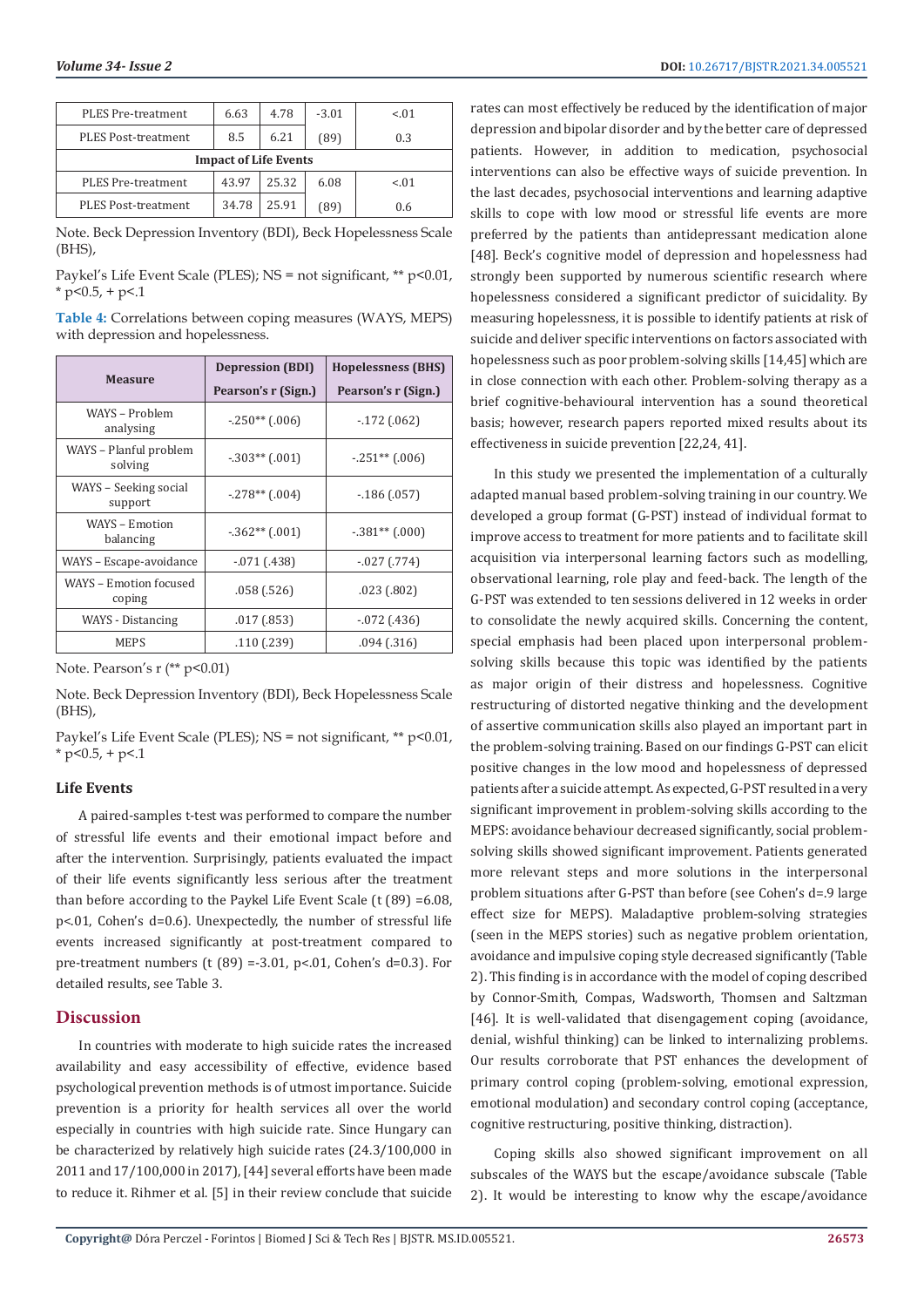| | | | | |
|---|---|---|---|---|
| PLES Pre-treatment | 6.63 | 4.78 | -3.01 | <.01 |
| PLES Post-treatment | 8.5 | 6.21 | (89) | 0.3 |
| **Impact of Life Events** | | | | |
| PLES Pre-treatment | 43.97 | 25.32 | 6.08 | <.01 |
| PLES Post-treatment | 34.78 | 25.91 | (89) | 0.6 |

Note. Beck Depression Inventory (BDI), Beck Hopelessness Scale (BHS),

Paykel's Life Event Scale (PLES); NS = not significant, ** p<0.01, * p<0.5, + p<.1

**Table 4:** Correlations between coping measures (WAYS, MEPS) with depression and hopelessness.

| Measure | Depression (BDI) Pearson's r (Sign.) | Hopelessness (BHS) Pearson's r (Sign.) |
|---|---|---|
| WAYS – Problem analysing | -.250** (.006) | -.172 (.062) |
| WAYS – Planful problem solving | -.303** (.001) | -.251** (.006) |
| WAYS – Seeking social support | -.278** (.004) | -.186 (.057) |
| WAYS – Emotion balancing | -.362** (.001) | -.381** (.000) |
| WAYS – Escape-avoidance | -.071 (.438) | -.027 (.774) |
| WAYS – Emotion focused coping | .058 (.526) | .023 (.802) |
| WAYS - Distancing | .017 (.853) | -.072 (.436) |
| MEPS | .110 (.239) | .094 (.316) |

Note. Pearson's r (** p<0.01)

Note. Beck Depression Inventory (BDI), Beck Hopelessness Scale (BHS),

Paykel's Life Event Scale (PLES); NS = not significant, ** p<0.01, * p<0.5, + p<.1

### Life Events

A paired-samples t-test was performed to compare the number of stressful life events and their emotional impact before and after the intervention. Surprisingly, patients evaluated the impact of their life events significantly less serious after the treatment than before according to the Paykel Life Event Scale ($t(89) = 6.08$, $p<.01$, Cohen's $d=0.6$). Unexpectedly, the number of stressful life events increased significantly at post-treatment compared to pre-treatment numbers ($t(89) = -3.01$, $p<.01$, Cohen's $d=0.3$). For detailed results, see Table 3.

## Discussion

In countries with moderate to high suicide rates the increased availability and easy accessibility of effective, evidence based psychological prevention methods is of utmost importance. Suicide prevention is a priority for health services all over the world especially in countries with high suicide rate. Since Hungary can be characterized by relatively high suicide rates (24.3/100,000 in 2011 and 17/100,000 in 2017), [44] several efforts have been made to reduce it. Rihmer et al. [5] in their review conclude that suicide rates can most effectively be reduced by the identification of major depression and bipolar disorder and by the better care of depressed patients. However, in addition to medication, psychosocial interventions can also be effective ways of suicide prevention. In the last decades, psychosocial interventions and learning adaptive skills to cope with low mood or stressful life events are more preferred by the patients than antidepressant medication alone [48]. Beck's cognitive model of depression and hopelessness had strongly been supported by numerous scientific research where hopelessness considered a significant predictor of suicidality. By measuring hopelessness, it is possible to identify patients at risk of suicide and deliver specific interventions on factors associated with hopelessness such as poor problem-solving skills [14,45] which are in close connection with each other. Problem-solving therapy as a brief cognitive-behavioural intervention has a sound theoretical basis; however, research papers reported mixed results about its effectiveness in suicide prevention [22,24, 41].

In this study we presented the implementation of a culturally adapted manual based problem-solving training in our country. We developed a group format (G-PST) instead of individual format to improve access to treatment for more patients and to facilitate skill acquisition via interpersonal learning factors such as modelling, observational learning, role play and feed-back. The length of the G-PST was extended to ten sessions delivered in 12 weeks in order to consolidate the newly acquired skills. Concerning the content, special emphasis had been placed upon interpersonal problem-solving skills because this topic was identified by the patients as major origin of their distress and hopelessness. Cognitive restructuring of distorted negative thinking and the development of assertive communication skills also played an important part in the problem-solving training. Based on our findings G-PST can elicit positive changes in the low mood and hopelessness of depressed patients after a suicide attempt. As expected, G-PST resulted in a very significant improvement in problem-solving skills according to the MEPS: avoidance behaviour decreased significantly, social problem-solving skills showed significant improvement. Patients generated more relevant steps and more solutions in the interpersonal problem situations after G-PST than before (see Cohen's d=.9 large effect size for MEPS). Maladaptive problem-solving strategies (seen in the MEPS stories) such as negative problem orientation, avoidance and impulsive coping style decreased significantly (Table 2). This finding is in accordance with the model of coping described by Connor-Smith, Compas, Wadsworth, Thomsen and Saltzman [46]. It is well-validated that disengagement coping (avoidance, denial, wishful thinking) can be linked to internalizing problems. Our results corroborate that PST enhances the development of primary control coping (problem-solving, emotional expression, emotional modulation) and secondary control coping (acceptance, cognitive restructuring, positive thinking, distraction).

Coping skills also showed significant improvement on all subscales of the WAYS but the escape/avoidance subscale (Table 2). It would be interesting to know why the escape/avoidance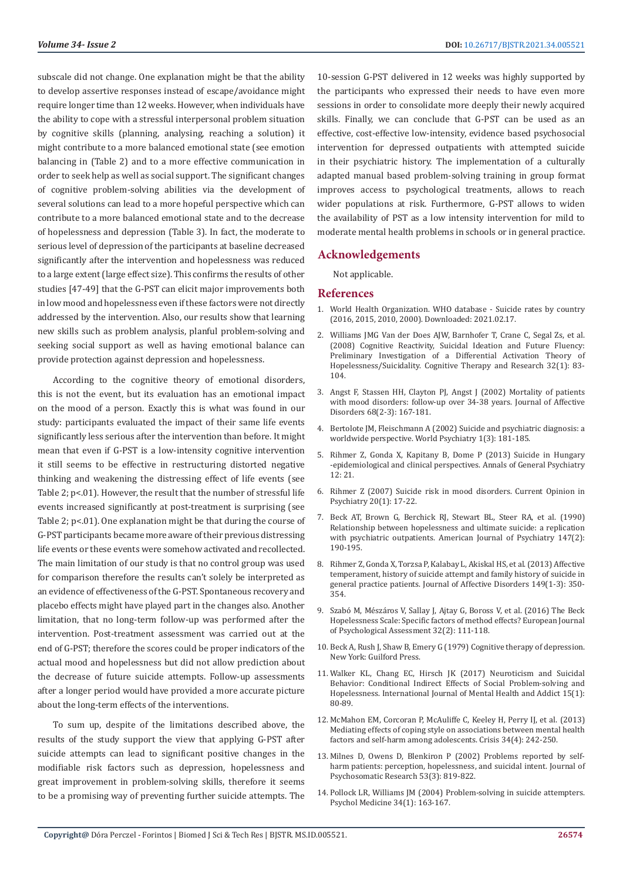subscale did not change. One explanation might be that the ability to develop assertive responses instead of escape/avoidance might require longer time than 12 weeks. However, when individuals have the ability to cope with a stressful interpersonal problem situation by cognitive skills (planning, analysing, reaching a solution) it might contribute to a more balanced emotional state (see emotion balancing in (Table 2) and to a more effective communication in order to seek help as well as social support. The significant changes of cognitive problem-solving abilities via the development of several solutions can lead to a more hopeful perspective which can contribute to a more balanced emotional state and to the decrease of hopelessness and depression (Table 3). In fact, the moderate to serious level of depression of the participants at baseline decreased significantly after the intervention and hopelessness was reduced to a large extent (large effect size). This confirms the results of other studies [47-49] that the G-PST can elicit major improvements both in low mood and hopelessness even if these factors were not directly addressed by the intervention. Also, our results show that learning new skills such as problem analysis, planful problem-solving and seeking social support as well as having emotional balance can provide protection against depression and hopelessness.

According to the cognitive theory of emotional disorders, this is not the event, but its evaluation has an emotional impact on the mood of a person. Exactly this is what was found in our study: participants evaluated the impact of their same life events significantly less serious after the intervention than before. It might mean that even if G-PST is a low-intensity cognitive intervention it still seems to be effective in restructuring distorted negative thinking and weakening the distressing effect of life events (see Table 2; $p<.01$). However, the result that the number of stressful life events increased significantly at post-treatment is surprising (see Table 2; $p<.01$). One explanation might be that during the course of G-PST participants became more aware of their previous distressing life events or these events were somehow activated and recollected. The main limitation of our study is that no control group was used for comparison therefore the results can't solely be interpreted as an evidence of effectiveness of the G-PST. Spontaneous recovery and placebo effects might have played part in the changes also. Another limitation, that no long-term follow-up was performed after the intervention. Post-treatment assessment was carried out at the end of G-PST; therefore the scores could be proper indicators of the actual mood and hopelessness but did not allow prediction about the decrease of future suicide attempts. Follow-up assessments after a longer period would have provided a more accurate picture about the long-term effects of the interventions.

To sum up, despite of the limitations described above, the results of the study support the view that applying G-PST after suicide attempts can lead to significant positive changes in the modifiable risk factors such as depression, hopelessness and great improvement in problem-solving skills, therefore it seems to be a promising way of preventing further suicide attempts. The 10-session G-PST delivered in 12 weeks was highly supported by the participants who expressed their needs to have even more sessions in order to consolidate more deeply their newly acquired skills. Finally, we can conclude that G-PST can be used as an effective, cost-effective low-intensity, evidence based psychosocial intervention for depressed outpatients with attempted suicide in their psychiatric history. The implementation of a culturally adapted manual based problem-solving training in group format improves access to psychological treatments, allows to reach wider populations at risk. Furthermore, G-PST allows to widen the availability of PST as a low intensity intervention for mild to moderate mental health problems in schools or in general practice.

## Acknowledgements

Not applicable.

## References

1. World Health Organization. WHO database - Suicide rates by country (2016, 2015, 2010, 2000). Downloaded: 2021.02.17.
2. Williams JMG Van der Does AJW, Barnhofer T, Crane C, Segal Zs, et al. (2008) Cognitive Reactivity, Suicidal Ideation and Future Fluency: Preliminary Investigation of a Differential Activation Theory of Hopelessness/Suicidality. Cognitive Therapy and Research 32(1): 83-104.
3. Angst F, Stassen HH, Clayton PJ, Angst J (2002) Mortality of patients with mood disorders: follow-up over 34-38 years. Journal of Affective Disorders 68(2-3): 167-181.
4. Bertolote JM, Fleischmann A (2002) Suicide and psychiatric diagnosis: a worldwide perspective. World Psychiatry 1(3): 181-185.
5. Rihmer Z, Gonda X, Kapitany B, Dome P (2013) Suicide in Hungary -epidemiological and clinical perspectives. Annals of General Psychiatry 12: 21.
6. Rihmer Z (2007) Suicide risk in mood disorders. Current Opinion in Psychiatry 20(1): 17-22.
7. Beck AT, Brown G, Berchick RJ, Stewart BL, Steer RA, et al. (1990) Relationship between hopelessness and ultimate suicide: a replication with psychiatric outpatients. American Journal of Psychiatry 147(2): 190-195.
8. Rihmer Z, Gonda X, Torzsa P, Kalabay L, Akiskal HS, et al. (2013) Affective temperament, history of suicide attempt and family history of suicide in general practice patients. Journal of Affective Disorders 149(1-3): 350-354.
9. Szabó M, Mészáros V, Sallay J, Ajtay G, Boross V, et al. (2016) The Beck Hopelessness Scale: Specific factors of method effects? European Journal of Psychological Assessment 32(2): 111-118.
10. Beck A, Rush J, Shaw B, Emery G (1979) Cognitive therapy of depression. New York: Guilford Press.
11. Walker KL, Chang EC, Hirsch JK (2017) Neuroticism and Suicidal Behavior: Conditional Indirect Effects of Social Problem-solving and Hopelessness. International Journal of Mental Health and Addict 15(1): 80-89.
12. McMahon EM, Corcoran P, McAuliffe C, Keeley H, Perry IJ, et al. (2013) Mediating effects of coping style on associations between mental health factors and self-harm among adolescents. Crisis 34(4): 242-250.
13. Milnes D, Owens D, Blenkiron P (2002) Problems reported by self-harm patients: perception, hopelessness, and suicidal intent. Journal of Psychosomatic Research 53(3): 819-822.
14. Pollock LR, Williams JM (2004) Problem-solving in suicide attempters. Psychol Medicine 34(1): 163-167.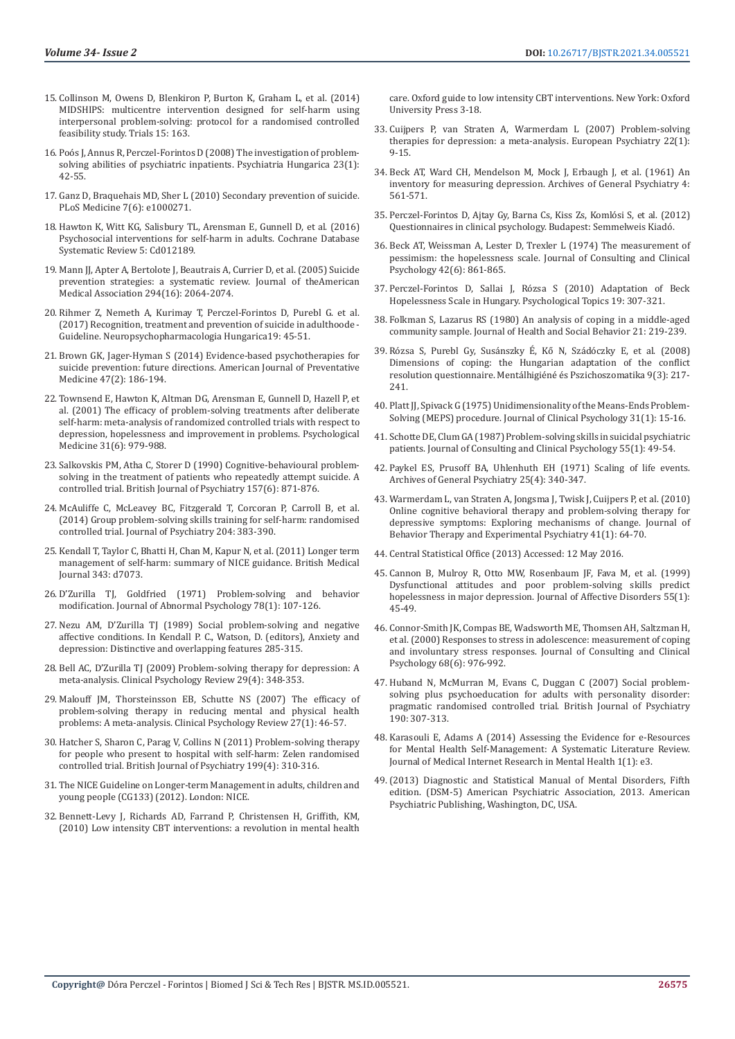15. Collinson M, Owens D, Blenkiron P, Burton K, Graham L, et al. (2014) MIDSHIPS: multicentre intervention designed for self-harm using interpersonal problem-solving: protocol for a randomised controlled feasibility study. Trials 15: 163.
16. Poós J, Annus R, Perczel-Forintos D (2008) The investigation of problem-solving abilities of psychiatric inpatients. Psychiatria Hungarica 23(1): 42-55.
17. Ganz D, Braquehais MD, Sher L (2010) Secondary prevention of suicide. PLoS Medicine 7(6): e1000271.
18. Hawton K, Witt KG, Salisbury TL, Arensman E, Gunnell D, et al. (2016) Psychosocial interventions for self-harm in adults. Cochrane Database Systematic Review 5: Cd012189.
19. Mann JJ, Apter A, Bertolote J, Beautrais A, Currier D, et al. (2005) Suicide prevention strategies: a systematic review. Journal of theAmerican Medical Association 294(16): 2064-2074.
20. Rihmer Z, Nemeth A, Kurimay T, Perczel-Forintos D, Purebl G. et al. (2017) Recognition, treatment and prevention of suicide in adulthoode - Guideline. Neuropsychopharmacologia Hungarica19: 45-51.
21. Brown GK, Jager-Hyman S (2014) Evidence-based psychotherapies for suicide prevention: future directions. American Journal of Preventative Medicine 47(2): 186-194.
22. Townsend E, Hawton K, Altman DG, Arensman E, Gunnell D, Hazell P, et al. (2001) The efficacy of problem-solving treatments after deliberate self-harm: meta-analysis of randomized controlled trials with respect to depression, hopelessness and improvement in problems. Psychological Medicine 31(6): 979-988.
23. Salkovskis PM, Atha C, Storer D (1990) Cognitive-behavioural problem-solving in the treatment of patients who repeatedly attempt suicide. A controlled trial. British Journal of Psychiatry 157(6): 871-876.
24. McAuliffe C, McLeavey BC, Fitzgerald T, Corcoran P, Carroll B, et al. (2014) Group problem-solving skills training for self-harm: randomised controlled trial. Journal of Psychiatry 204: 383-390.
25. Kendall T, Taylor C, Bhatti H, Chan M, Kapur N, et al. (2011) Longer term management of self-harm: summary of NICE guidance. British Medical Journal 343: d7073.
26. D'Zurilla TJ, Goldfried (1971) Problem-solving and behavior modification. Journal of Abnormal Psychology 78(1): 107-126.
27. Nezu AM, D'Zurilla TJ (1989) Social problem-solving and negative affective conditions. In Kendall P. C., Watson, D. (editors), Anxiety and depression: Distinctive and overlapping features 285-315.
28. Bell AC, D'Zurilla TJ (2009) Problem-solving therapy for depression: A meta-analysis. Clinical Psychology Review 29(4): 348-353.
29. Malouff JM, Thorsteinsson EB, Schutte NS (2007) The efficacy of problem-solving therapy in reducing mental and physical health problems: A meta-analysis. Clinical Psychology Review 27(1): 46-57.
30. Hatcher S, Sharon C, Parag V, Collins N (2011) Problem-solving therapy for people who present to hospital with self-harm: Zelen randomised controlled trial. British Journal of Psychiatry 199(4): 310-316.
31. The NICE Guideline on Longer-term Management in adults, children and young people (CG133) (2012). London: NICE.
32. Bennett-Levy J, Richards AD, Farrand P, Christensen H, Griffith, KM, (2010) Low intensity CBT interventions: a revolution in mental health care. Oxford guide to low intensity CBT interventions. New York: Oxford University Press 3-18.
33. Cuijpers P, van Straten A, Warmerdam L (2007) Problem-solving therapies for depression: a meta-analysis. European Psychiatry 22(1): 9-15.
34. Beck AT, Ward CH, Mendelson M, Mock J, Erbaugh J, et al. (1961) An inventory for measuring depression. Archives of General Psychiatry 4: 561-571.
35. Perczel-Forintos D, Ajtay Gy, Barna Cs, Kiss Zs, Komlósi S, et al. (2012) Questionnaires in clinical psychology. Budapest: Semmelweis Kiadó.
36. Beck AT, Weissman A, Lester D, Trexler L (1974) The measurement of pessimism: the hopelessness scale. Journal of Consulting and Clinical Psychology 42(6): 861-865.
37. Perczel-Forintos D, Sallai J, Rózsa S (2010) Adaptation of Beck Hopelessness Scale in Hungary. Psychological Topics 19: 307-321.
38. Folkman S, Lazarus RS (1980) An analysis of coping in a middle-aged community sample. Journal of Health and Social Behavior 21: 219-239.
39. Rózsa S, Purebl Gy, Susánszky É, Kő N, Szádóczky E, et al. (2008) Dimensions of coping: the Hungarian adaptation of the conflict resolution questionnaire. Mentálhigiéné és Pszichoszomatika 9(3): 217-241.
40. Platt JJ, Spivack G (1975) Unidimensionality of the Means-Ends Problem-Solving (MEPS) procedure. Journal of Clinical Psychology 31(1): 15-16.
41. Schotte DE, Clum GA (1987) Problem-solving skills in suicidal psychiatric patients. Journal of Consulting and Clinical Psychology 55(1): 49-54.
42. Paykel ES, Prusoff BA, Uhlenhuth EH (1971) Scaling of life events. Archives of General Psychiatry 25(4): 340-347.
43. Warmerdam L, van Straten A, Jongsma J, Twisk J, Cuijpers P, et al. (2010) Online cognitive behavioral therapy and problem-solving therapy for depressive symptoms: Exploring mechanisms of change. Journal of Behavior Therapy and Experimental Psychiatry 41(1): 64-70.
44. Central Statistical Office (2013) Accessed: 12 May 2016.
45. Cannon B, Mulroy R, Otto MW, Rosenbaum JF, Fava M, et al. (1999) Dysfunctional attitudes and poor problem-solving skills predict hopelessness in major depression. Journal of Affective Disorders 55(1): 45-49.
46. Connor-Smith JK, Compas BE, Wadsworth ME, Thomsen AH, Saltzman H, et al. (2000) Responses to stress in adolescence: measurement of coping and involuntary stress responses. Journal of Consulting and Clinical Psychology 68(6): 976-992.
47. Huband N, McMurran M, Evans C, Duggan C (2007) Social problem-solving plus psychoeducation for adults with personality disorder: pragmatic randomised controlled trial. British Journal of Psychiatry 190: 307-313.
48. Karasouli E, Adams A (2014) Assessing the Evidence for e-Resources for Mental Health Self-Management: A Systematic Literature Review. Journal of Medical Internet Research in Mental Health 1(1): e3.
49. (2013) Diagnostic and Statistical Manual of Mental Disorders, Fifth edition. (DSM-5) American Psychiatric Association, 2013. American Psychiatric Publishing, Washington, DC, USA.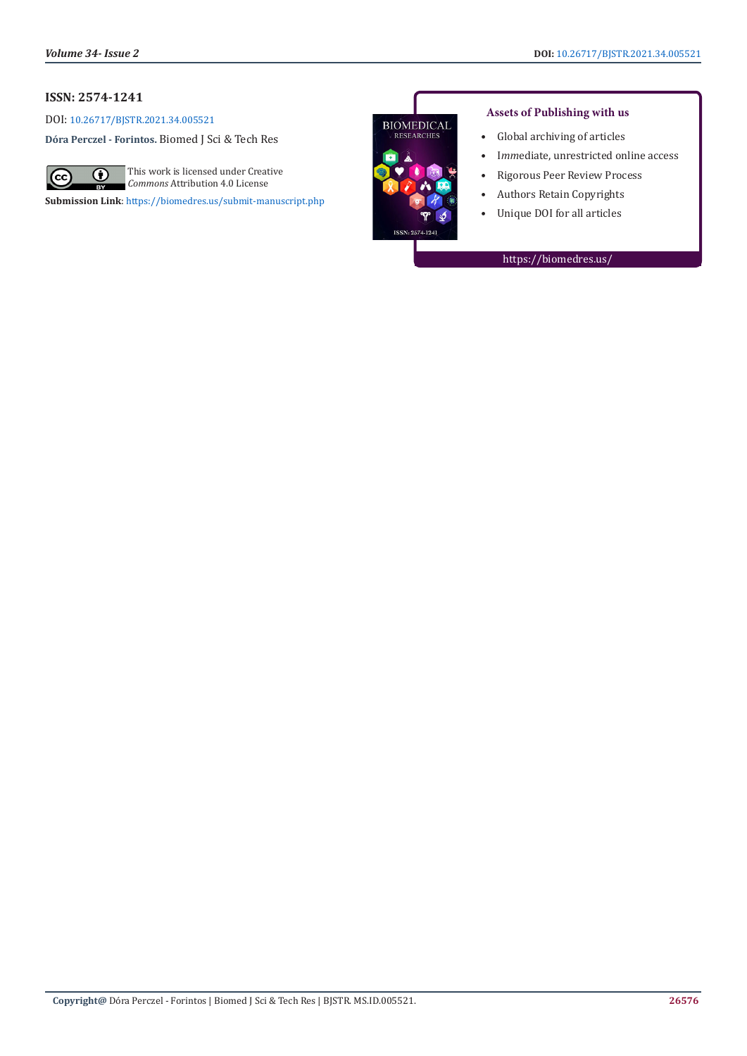**ISSN: 2574-1241**

DOI: 10.26717/BJSTR.2021.34.005521

**Dóra Perczel - Forintos.** Biomed J Sci & Tech Res

This work is licensed under Creative *Commons* Attribution 4.0 License

**Submission Link**: https://biomedres.us/submit-manuscript.php

**Assets of Publishing with us**

- Global archiving of articles
- Immediate, unrestricted online access
- Rigorous Peer Review Process
- Authors Retain Copyrights
- Unique DOI for all articles

https://biomedres.us/